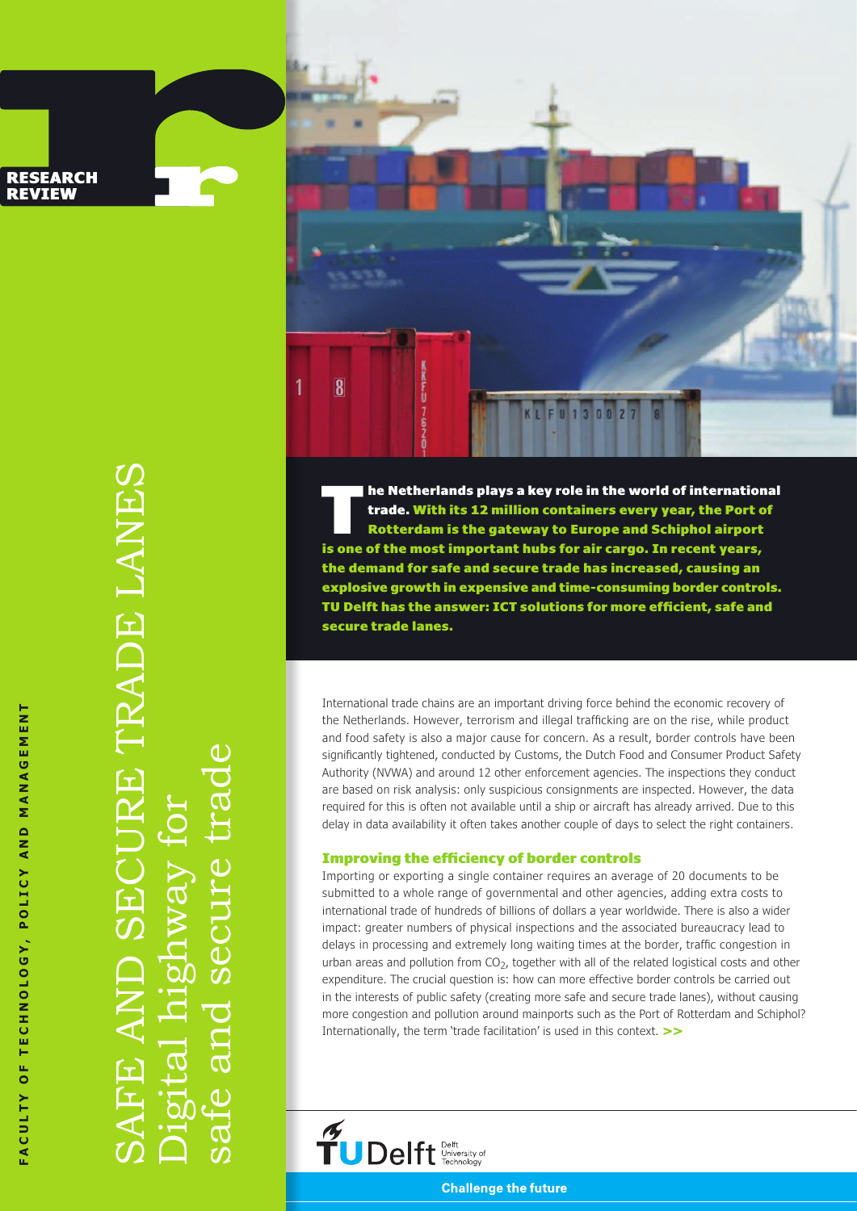RESEARCH REVIEW

FACULTY OF TECHNOLOGY, POLICY AND MANAGEMENT

# SAFE AND SECURE TRADE LANES

## Digital highway for safe and secure trade

**The Netherlands plays a key role in the world of international trade. With its 12 million containers every year, the Port of Rotterdam is the gateway to Europe and Schiphol airport is one of the most important hubs for air cargo. In recent years, the demand for safe and secure trade has increased, causing an explosive growth in expensive and time-consuming border controls. TU Delft has the answer: ICT solutions for more efficient, safe and secure trade lanes.**

International trade chains are an important driving force behind the economic recovery of the Netherlands. However, terrorism and illegal trafficking are on the rise, while product and food safety is also a major cause for concern. As a result, border controls have been significantly tightened, conducted by Customs, the Dutch Food and Consumer Product Safety Authority (NVWA) and around 12 other enforcement agencies. The inspections they conduct are based on risk analysis: only suspicious consignments are inspected. However, the data required for this is often not available until a ship or aircraft has already arrived. Due to this delay in data availability it often takes another couple of days to select the right containers.

### Improving the efficiency of border controls

Importing or exporting a single container requires an average of 20 documents to be submitted to a whole range of governmental and other agencies, adding extra costs to international trade of hundreds of billions of dollars a year worldwide. There is also a wider impact: greater numbers of physical inspections and the associated bureaucracy lead to delays in processing and extremely long waiting times at the border, traffic congestion in urban areas and pollution from $CO_2$, together with all of the related logistical costs and other expenditure. The crucial question is: how can more effective border controls be carried out in the interests of public safety (creating more safe and secure trade lanes), without causing more congestion and pollution around mainports such as the Port of Rotterdam and Schiphol? Internationally, the term 'trade facilitation' is used in this context. >>

TU Delft Delft University of Technology

Challenge the future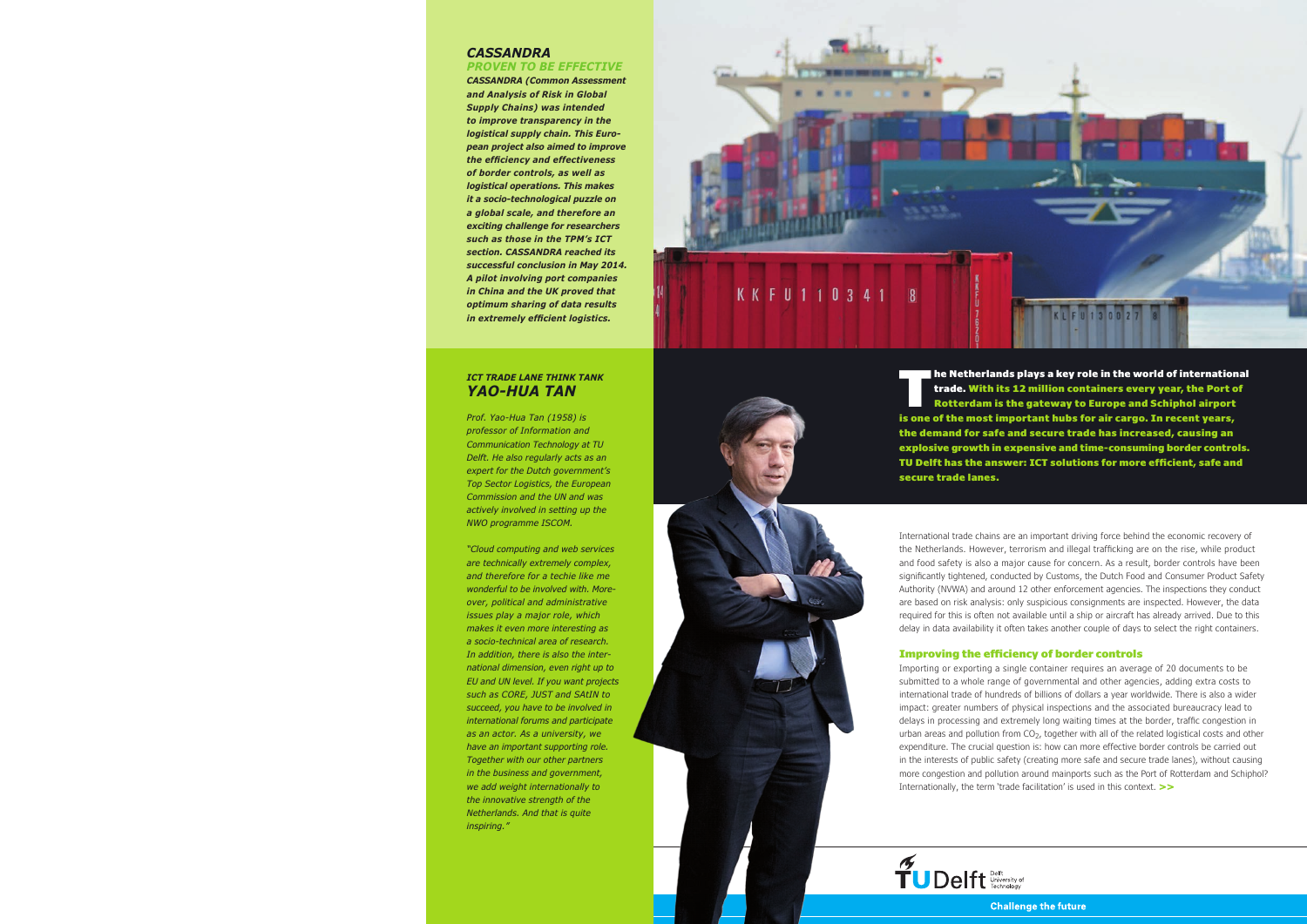## *CASSANDRA*

### *PROVEN TO BE EFFECTIVE*

***CASSANDRA (Common Assessment and Analysis of Risk in Global Supply Chains) was intended to improve transparency in the logistical supply chain. This European project also aimed to improve the efficiency and effectiveness of border controls, as well as logistical operations. This makes it a socio-technological puzzle on a global scale, and therefore an exciting challenge for researchers such as those in the TPM's ICT section. CASSANDRA reached its successful conclusion in May 2014. A pilot involving port companies in China and the UK proved that optimum sharing of data results in extremely efficient logistics.***

### *ICT TRADE LANE THINK TANK*

## *YAO-HUA TAN*

*Prof. Yao-Hua Tan (1958) is professor of Information and Communication Technology at TU Delft. He also regularly acts as an expert for the Dutch government's Top Sector Logistics, the European Commission and the UN and was actively involved in setting up the NWO programme ISCOM.*

*"Cloud computing and web services are technically extremely complex, and therefore for a techie like me wonderful to be involved with. Moreover, political and administrative issues play a major role, which makes it even more interesting as a socio-technical area of research. In addition, there is also the international dimension, even right up to EU and UN level. If you want projects such as CORE, JUST and SAtIN to succeed, you have to be involved in international forums and participate as an actor. As a university, we have an important supporting role. Together with our other partners in the business and government, we add weight internationally to the innovative strength of the Netherlands. And that is quite inspiring."*

**The Netherlands plays a key role in the world of international trade. With its 12 million containers every year, the Port of Rotterdam is the gateway to Europe and Schiphol airport is one of the most important hubs for air cargo. In recent years, the demand for safe and secure trade has increased, causing an explosive growth in expensive and time-consuming border controls. TU Delft has the answer: ICT solutions for more efficient, safe and secure trade lanes.**

International trade chains are an important driving force behind the economic recovery of the Netherlands. However, terrorism and illegal trafficking are on the rise, while product and food safety is also a major cause for concern. As a result, border controls have been significantly tightened, conducted by Customs, the Dutch Food and Consumer Product Safety Authority (NVWA) and around 12 other enforcement agencies. The inspections they conduct are based on risk analysis: only suspicious consignments are inspected. However, the data required for this is often not available until a ship or aircraft has already arrived. Due to this delay in data availability it often takes another couple of days to select the right containers.

### Improving the efficiency of border controls

Importing or exporting a single container requires an average of 20 documents to be submitted to a whole range of governmental and other agencies, adding extra costs to international trade of hundreds of billions of dollars a year worldwide. There is also a wider impact: greater numbers of physical inspections and the associated bureaucracy lead to delays in processing and extremely long waiting times at the border, traffic congestion in urban areas and pollution from $CO_2$, together with all of the related logistical costs and other expenditure. The crucial question is: how can more effective border controls be carried out in the interests of public safety (creating more safe and secure trade lanes), without causing more congestion and pollution around mainports such as the Port of Rotterdam and Schiphol? Internationally, the term 'trade facilitation' is used in this context. >>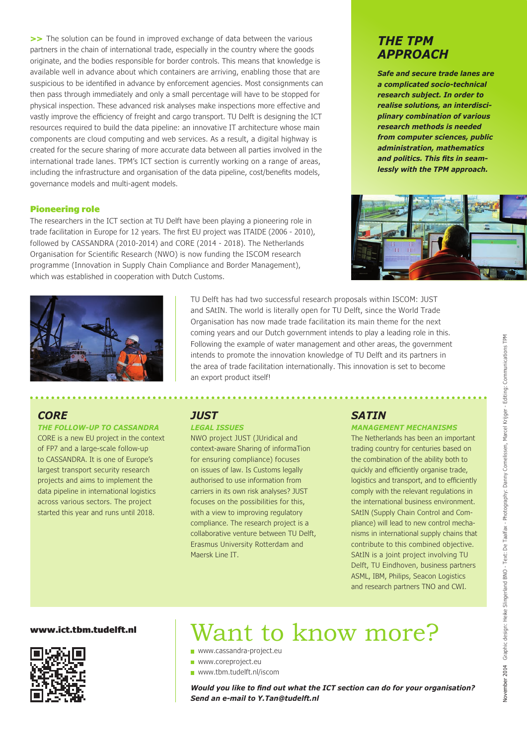>> The solution can be found in improved exchange of data between the various partners in the chain of international trade, especially in the country where the goods originate, and the bodies responsible for border controls. This means that knowledge is available well in advance about which containers are arriving, enabling those that are suspicious to be identified in advance by enforcement agencies. Most consignments can then pass through immediately and only a small percentage will have to be stopped for physical inspection. These advanced risk analyses make inspections more effective and vastly improve the efficiency of freight and cargo transport. TU Delft is designing the ICT resources required to build the data pipeline: an innovative IT architecture whose main components are cloud computing and web services. As a result, a digital highway is created for the secure sharing of more accurate data between all parties involved in the international trade lanes. TPM's ICT section is currently working on a range of areas, including the infrastructure and organisation of the data pipeline, cost/benefits models, governance models and multi-agent models.

## THE TPM APPROACH

***Safe and secure trade lanes are a complicated socio-technical research subject. In order to realise solutions, an interdisciplinary combination of various research methods is needed from computer sciences, public administration, mathematics and politics. This fits in seamlessly with the TPM approach.***

### Pioneering role

The researchers in the ICT section at TU Delft have been playing a pioneering role in trade facilitation in Europe for 12 years. The first EU project was ITAIDE (2006 - 2010), followed by CASSANDRA (2010-2014) and CORE (2014 - 2018). The Netherlands Organisation for Scientific Research (NWO) is now funding the ISCOM research programme (Innovation in Supply Chain Compliance and Border Management), which was established in cooperation with Dutch Customs.

TU Delft has had two successful research proposals within ISCOM: JUST and SAtIN. The world is literally open for TU Delft, since the World Trade Organisation has now made trade facilitation its main theme for the next coming years and our Dutch government intends to play a leading role in this. Following the example of water management and other areas, the government intends to promote the innovation knowledge of TU Delft and its partners in the area of trade facilitation internationally. This innovation is set to become an export product itself!

## CORE

### THE FOLLOW-UP TO CASSANDRA

CORE is a new EU project in the context of FP7 and a large-scale follow-up to CASSANDRA. It is one of Europe's largest transport security research projects and aims to implement the data pipeline in international logistics across various sectors. The project started this year and runs until 2018.

## JUST

### LEGAL ISSUES

NWO project JUST (JUridical and context-aware Sharing of informaTion for ensuring compliance) focuses on issues of law. Is Customs legally authorised to use information from carriers in its own risk analyses? JUST focuses on the possibilities for this, with a view to improving regulatory compliance. The research project is a collaborative venture between TU Delft, Erasmus University Rotterdam and Maersk Line IT.

## SATIN

### MANAGEMENT MECHANISMS

The Netherlands has been an important trading country for centuries based on the combination of the ability both to quickly and efficiently organise trade, logistics and transport, and to efficiently comply with the relevant regulations in the international business environment. SAtIN (Supply Chain Control and Compliance) will lead to new control mechanisms in international supply chains that contribute to this combined objective. SAtIN is a joint project involving TU Delft, TU Eindhoven, business partners ASML, IBM, Philips, Seacon Logistics and research partners TNO and CWI.

**www.ict.tbm.tudelft.nl**

# Want to know more?

- www.cassandra-project.eu
- www.coreproject.eu
- www.tbm.tudelft.nl/iscom

***Would you like to find out what the ICT section can do for your organisation? Send an e-mail to Y.Tan@tudelft.nl***

November 2014 Graphic design: Heike Slingerland BNO - Text: De Taalfax - Photography: Danny Cornelissen, Marcel Krijger - Editing: Communications TPM